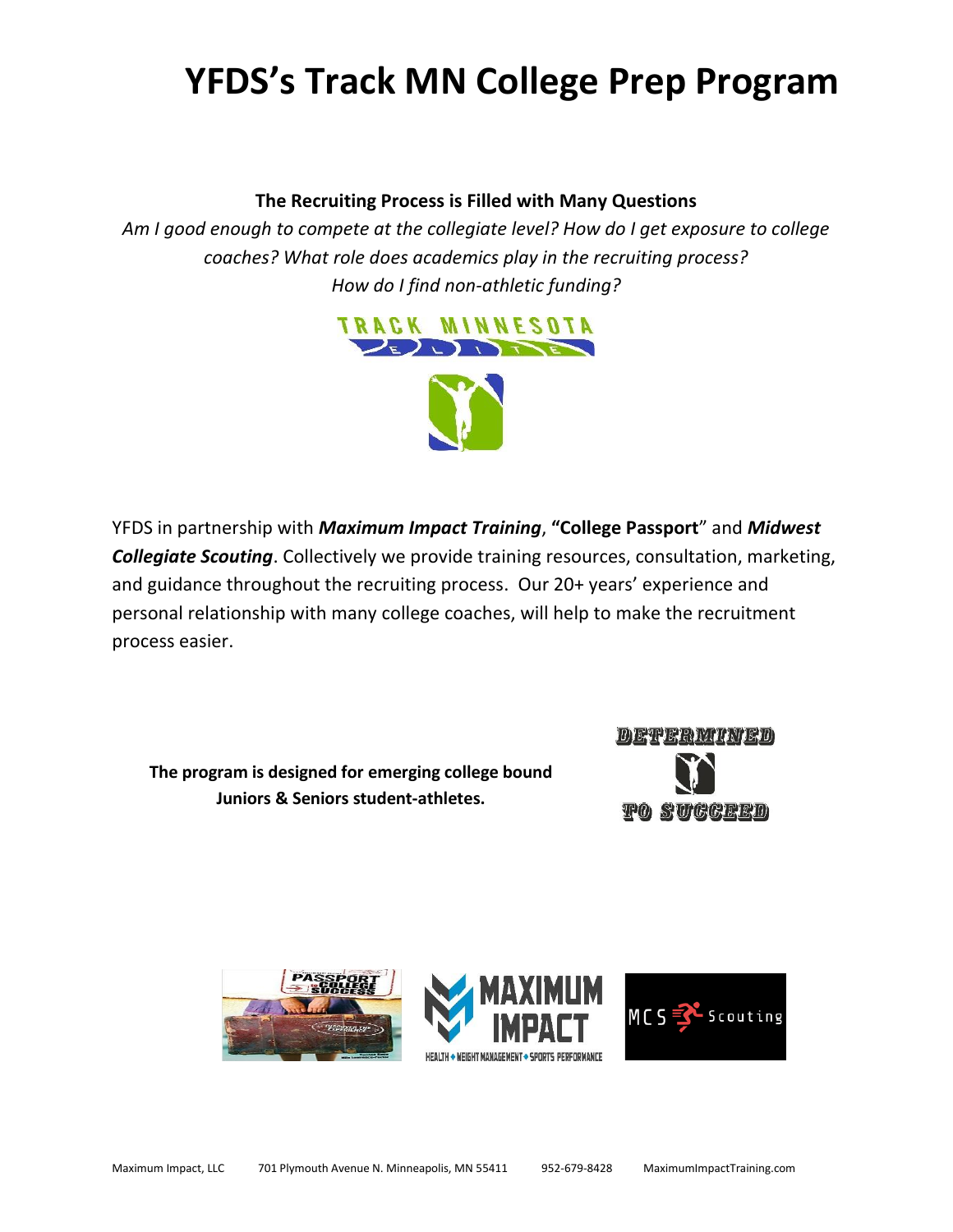# YFDS's Track MN College Prep Program

**The Recruiting Process is Filled with Many Questions**

*Am I good enough to compete at the collegiate level? How do I get exposure to college coaches? What role does academics play in the recruiting process? How do I find non-athletic funding?*

YFDS in partnership with ***Maximum Impact Training***, **"College Passport"** and ***Midwest Collegiate Scouting***. Collectively we provide training resources, consultation, marketing, and guidance throughout the recruiting process. Our 20+ years' experience and personal relationship with many college coaches, will help to make the recruitment process easier.

**The program is designed for emerging college bound Juniors & Seniors student-athletes.**

Maximum Impact, LLC 701 Plymouth Avenue N. Minneapolis, MN 55411 952-679-8428 MaximumImpactTraining.com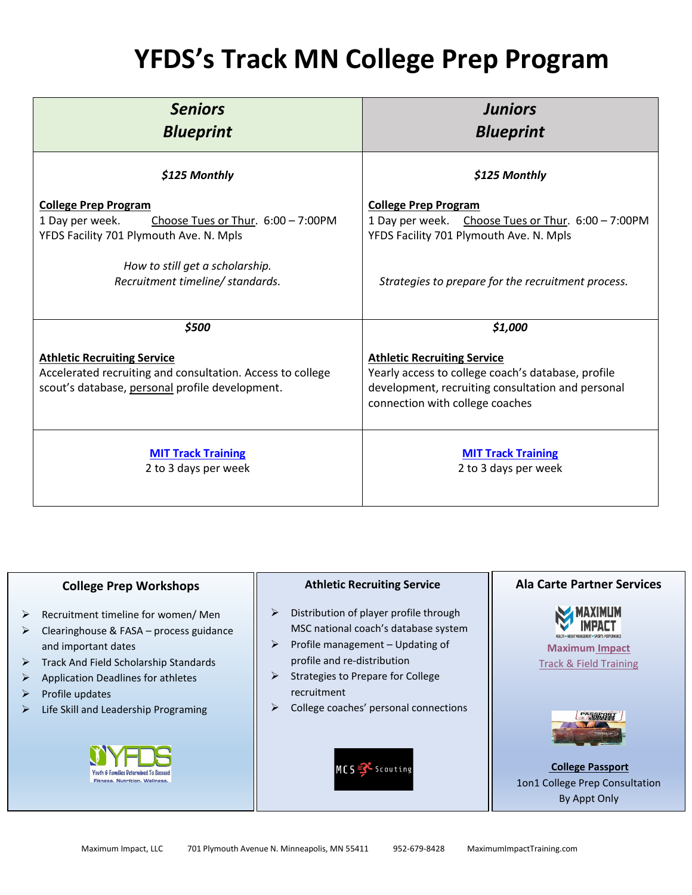# YFDS's Track MN College Prep Program

| ***Seniors Blueprint*** | ***Juniors Blueprint*** |
| --- | --- |
| ***$125 Monthly***<br><br>**College Prep Program**<br>1 Day per week. Choose Tues or Thur. 6:00 – 7:00PM<br>YFDS Facility 701 Plymouth Ave. N. Mpls<br><br>*How to still get a scholarship.*<br>*Recruitment timeline/ standards.* | ***$125 Monthly***<br><br>**College Prep Program**<br>1 Day per week. Choose Tues or Thur. 6:00 – 7:00PM<br>YFDS Facility 701 Plymouth Ave. N. Mpls<br><br>*Strategies to prepare for the recruitment process.* |
| ***$500***<br><br>**Athletic Recruiting Service**<br>Accelerated recruiting and consultation. Access to college scout's database, personal profile development. | ***$1,000***<br><br>**Athletic Recruiting Service**<br>Yearly access to college coach's database, profile development, recruiting consultation and personal connection with college coaches |
| **MIT Track Training**<br>2 to 3 days per week | **MIT Track Training**<br>2 to 3 days per week |

## College Prep Workshops

- Recruitment timeline for women/ Men
- Clearinghouse & FASA – process guidance and important dates
- Track And Field Scholarship Standards
- Application Deadlines for athletes
- Profile updates
- Life Skill and Leadership Programing

YFDS – Youth & Families Determined To Succeed – Fitness. Nutrition. Wellness.

## Athletic Recruiting Service

- Distribution of player profile through MSC national coach's database system
- Profile management – Updating of profile and re-distribution
- Strategies to Prepare for College recruitment
- College coaches' personal connections

MCS Scouting

## Ala Carte Partner Services

MAXIMUM IMPACT – Health • Weight Management • Sports Performance

**Maximum Impact**
Track & Field Training

**College Passport**
1on1 College Prep Consultation
By Appt Only

Maximum Impact, LLC 701 Plymouth Avenue N. Minneapolis, MN 55411 952-679-8428 MaximumImpactTraining.com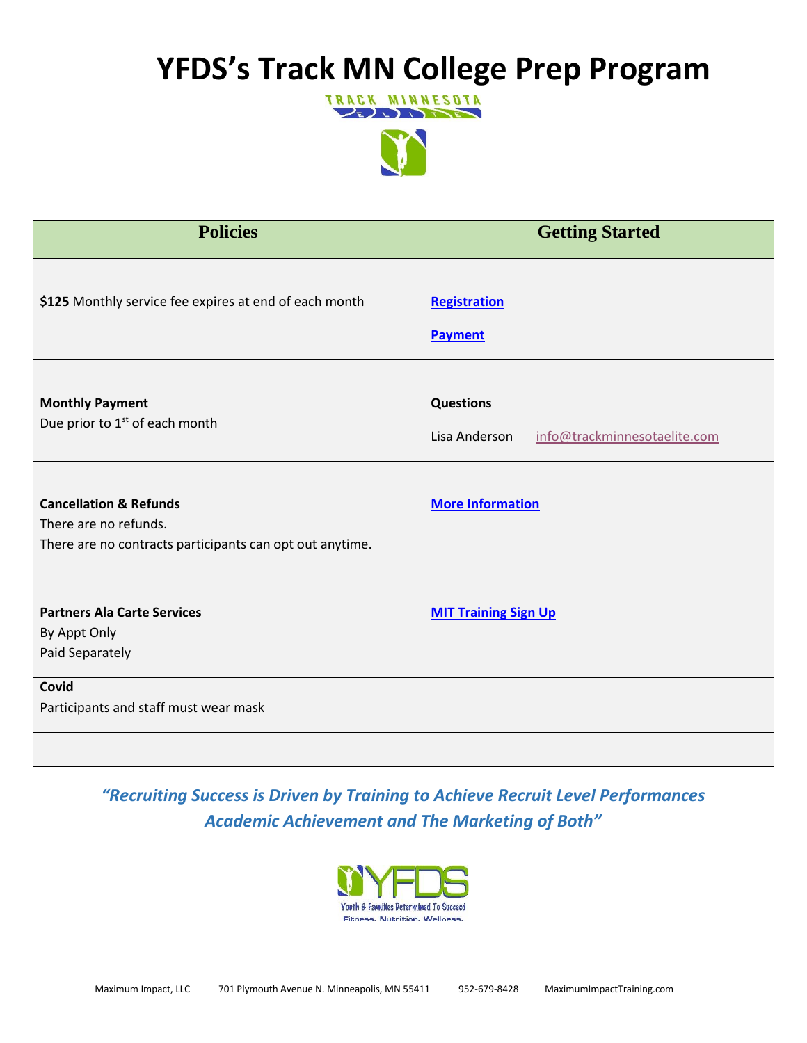# YFDS's Track MN College Prep Program

TRACK MINNESOTA ELITE

| Policies | Getting Started |
|---|---|
| **$125** Monthly service fee expires at end of each month | **Registration**<br>**Payment** |
| **Monthly Payment**<br>Due prior to 1st of each month | **Questions**<br>Lisa Anderson info@trackminnesotaelite.com |
| **Cancellation & Refunds**<br>There are no refunds.<br>There are no contracts participants can opt out anytime. | **More Information** |
| **Partners Ala Carte Services**<br>By Appt Only<br>Paid Separately | **MIT Training Sign Up** |
| **Covid**<br>Participants and staff must wear mask | |
| | |

*"Recruiting Success is Driven by Training to Achieve Recruit Level Performances Academic Achievement and The Marketing of Both"*

YFDS
Youth & Families Determined To Succeed
Fitness. Nutrition. Wellness.

Maximum Impact, LLC 701 Plymouth Avenue N. Minneapolis, MN 55411 952-679-8428 MaximumImpactTraining.com